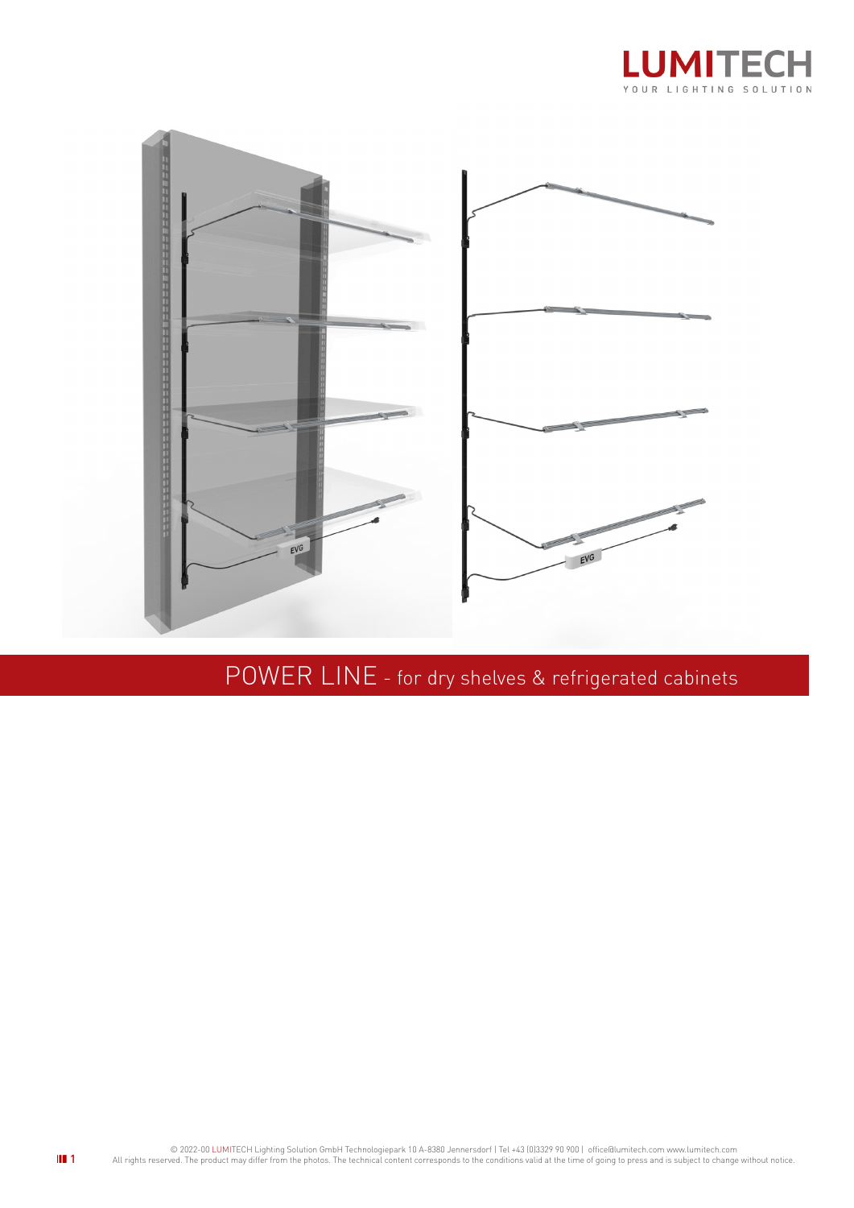# POWER LINE - for dry shelves & refrigerated cabinets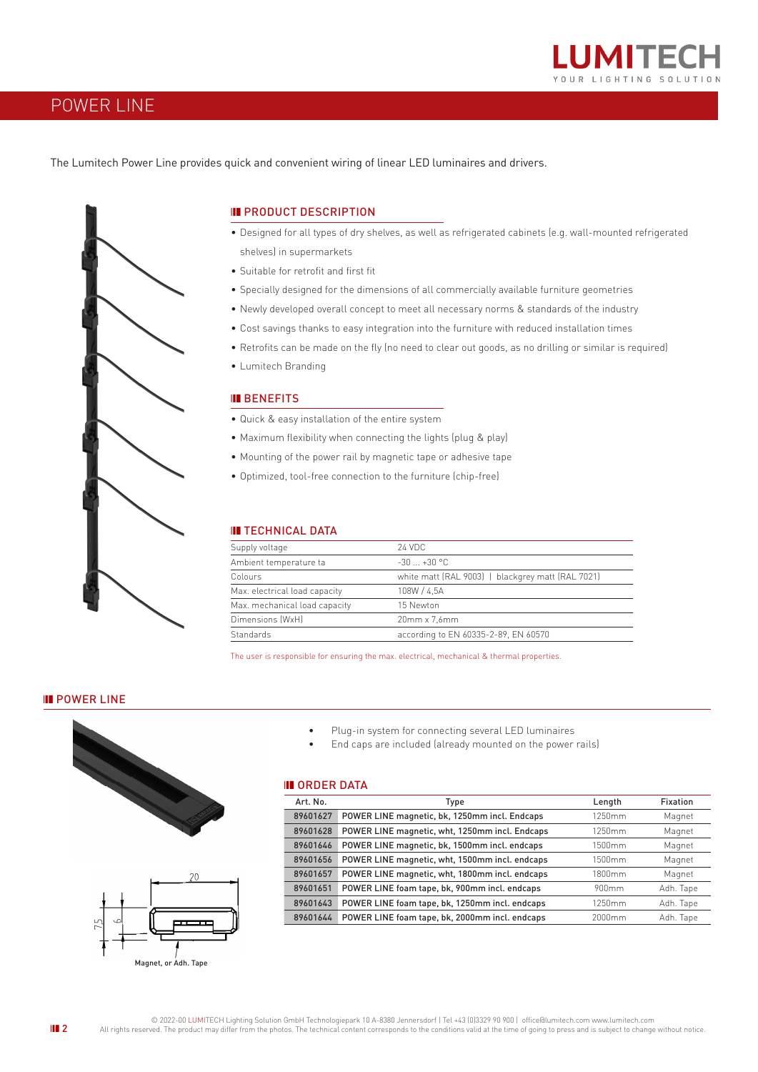# POWER LINE

The Lumitech Power Line provides quick and convenient wiring of linear LED luminaires and drivers.

## PRODUCT DESCRIPTION

- Designed for all types of dry shelves, as well as refrigerated cabinets (e.g. wall-mounted refrigerated shelves) in supermarkets
- Suitable for retrofit and first fit
- Specially designed for the dimensions of all commercially available furniture geometries
- Newly developed overall concept to meet all necessary norms & standards of the industry
- Cost savings thanks to easy integration into the furniture with reduced installation times
- Retrofits can be made on the fly (no need to clear out goods, as no drilling or similar is required)
- Lumitech Branding

## BENEFITS

- Quick & easy installation of the entire system
- Maximum flexibility when connecting the lights (plug & play)
- Mounting of the power rail by magnetic tape or adhesive tape
- Optimized, tool-free connection to the furniture (chip-free)

## TECHNICAL DATA

| | |
|---|---|
| Supply voltage | 24 VDC |
| Ambient temperature ta | -30 ... +30 °C |
| Colours | white matt (RAL 9003) \| blackgrey matt (RAL 7021) |
| Max. electrical load capacity | 108W / 4,5A |
| Max. mechanical load capacity | 15 Newton |
| Dimensions (WxH) | 20mm x 7,6mm |
| Standards | according to EN 60335-2-89, EN 60570 |

The user is responsible for ensuring the max. electrical, mechanical & thermal properties.

## POWER LINE

- Plug-in system for connecting several LED luminaires
- End caps are included (already mounted on the power rails)

20

7,5

6

Magnet, or Adh. Tape

## ORDER DATA

| Art. No. | Type | Length | Fixation |
|---|---|---|---|
| 89601627 | POWER LINE magnetic, bk, 1250mm incl. Endcaps | 1250mm | Magnet |
| 89601628 | POWER LINE magnetic, wht, 1250mm incl. Endcaps | 1250mm | Magnet |
| 89601646 | POWER LINE magnetic, bk, 1500mm incl. endcaps | 1500mm | Magnet |
| 89601656 | POWER LINE magnetic, wht, 1500mm incl. endcaps | 1500mm | Magnet |
| 89601657 | POWER LINE magnetic, wht, 1800mm incl. endcaps | 1800mm | Magnet |
| 89601651 | POWER LINE foam tape, bk, 900mm incl. endcaps | 900mm | Adh. Tape |
| 89601643 | POWER LINE foam tape, bk, 1250mm incl. endcaps | 1250mm | Adh. Tape |
| 89601644 | POWER LINE foam tape, bk, 2000mm incl. endcaps | 2000mm | Adh. Tape |

© 2022-00 LUMITECH Lighting Solution GmbH Technologiepark 10 A-8380 Jennersdorf | Tel +43 (0)3329 90 900 | office@lumitech.com www.lumitech.com
All rights reserved. The product may differ from the photos. The technical content corresponds to the conditions valid at the time of going to press and is subject to change without notice.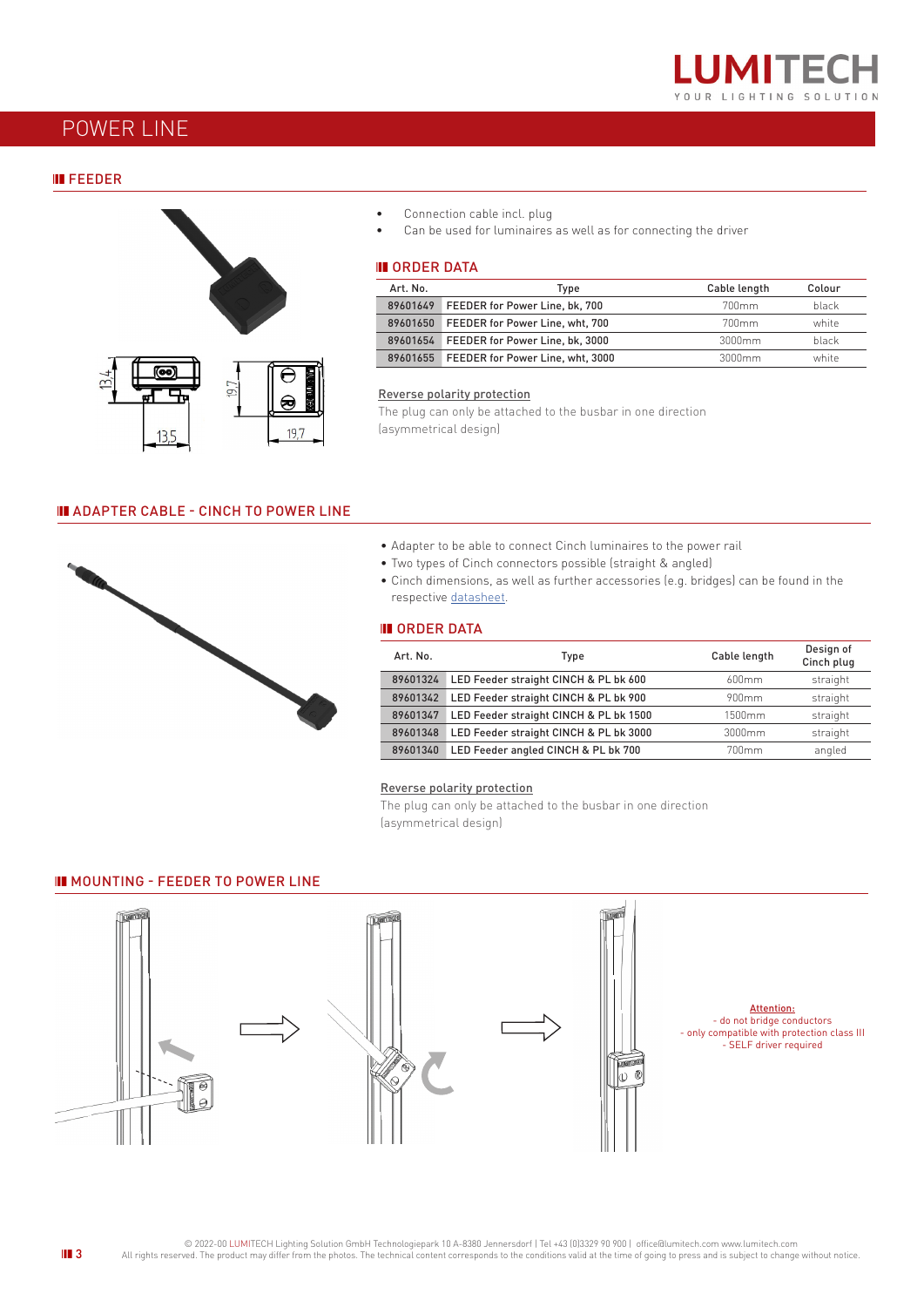# POWER LINE

## FEEDER

- Connection cable incl. plug
- Can be used for luminaires as well as for connecting the driver

### ORDER DATA

| Art. No. | Type | Cable length | Colour |
|---|---|---|---|
| 89601649 | FEEDER for Power Line, bk, 700 | 700mm | black |
| 89601650 | FEEDER for Power Line, wht, 700 | 700mm | white |
| 89601654 | FEEDER for Power Line, bk, 3000 | 3000mm | black |
| 89601655 | FEEDER for Power Line, wht, 3000 | 3000mm | white |

Reverse polarity protection

The plug can only be attached to the busbar in one direction (asymmetrical design)

## ADAPTER CABLE - CINCH TO POWER LINE

- Adapter to be able to connect Cinch luminaires to the power rail
- Two types of Cinch connectors possible (straight & angled)
- Cinch dimensions, as well as further accessories (e.g. bridges) can be found in the respective datasheet.

### ORDER DATA

| Art. No. | Type | Cable length | Design of Cinch plug |
|---|---|---|---|
| 89601324 | LED Feeder straight CINCH & PL bk 600 | 600mm | straight |
| 89601342 | LED Feeder straight CINCH & PL bk 900 | 900mm | straight |
| 89601347 | LED Feeder straight CINCH & PL bk 1500 | 1500mm | straight |
| 89601348 | LED Feeder straight CINCH & PL bk 3000 | 3000mm | straight |
| 89601340 | LED Feeder angled CINCH & PL bk 700 | 700mm | angled |

Reverse polarity protection

The plug can only be attached to the busbar in one direction (asymmetrical design)

## MOUNTING - FEEDER TO POWER LINE

Attention:
- do not bridge conductors
- only compatible with protection class III
- SELF driver required

© 2022-00 LUMITECH Lighting Solution GmbH Technologiepark 10 A-8380 Jennersdorf | Tel +43 (0)3329 90 900 | office@lumitech.com www.lumitech.com
All rights reserved. The product may differ from the photos. The technical content corresponds to the conditions valid at the time of going to press and is subject to change without notice.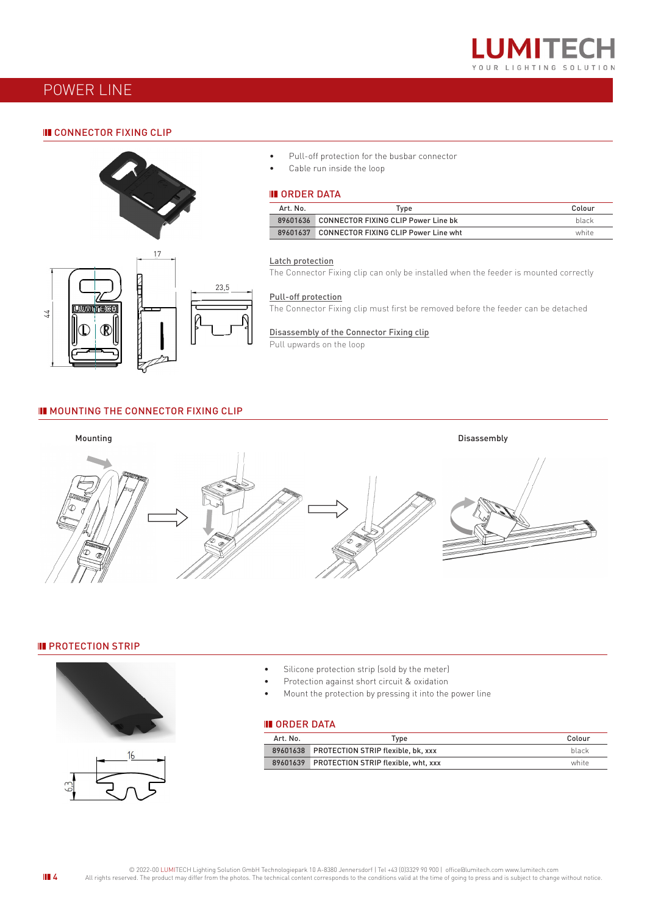# POWER LINE

## CONNECTOR FIXING CLIP

17

23,5

44

- Pull-off protection for the busbar connector
- Cable run inside the loop

### ORDER DATA

| Art. No. | Type | Colour |
|---|---|---|
| 89601636 | CONNECTOR FIXING CLIP Power Line bk | black |
| 89601637 | CONNECTOR FIXING CLIP Power Line wht | white |

Latch protection
The Connector Fixing clip can only be installed when the feeder is mounted correctly

Pull-off protection
The Connector Fixing clip must first be removed before the feeder can be detached

Disassembly of the Connector Fixing clip
Pull upwards on the loop

## MOUNTING THE CONNECTOR FIXING CLIP

Mounting

Disassembly

## PROTECTION STRIP

16

6,3

- Silicone protection strip (sold by the meter)
- Protection against short circuit & oxidation
- Mount the protection by pressing it into the power line

### ORDER DATA

| Art. No. | Type | Colour |
|---|---|---|
| 89601638 | PROTECTION STRIP flexible, bk, xxx | black |
| 89601639 | PROTECTION STRIP flexible, wht, xxx | white |

© 2022-00 LUMITECH Lighting Solution GmbH Technologiepark 10 A-8380 Jennersdorf | Tel +43 (0)3329 90 900 | office@lumitech.com www.lumitech.com
All rights reserved. The product may differ from the photos. The technical content corresponds to the conditions valid at the time of going to press and is subject to change without notice.